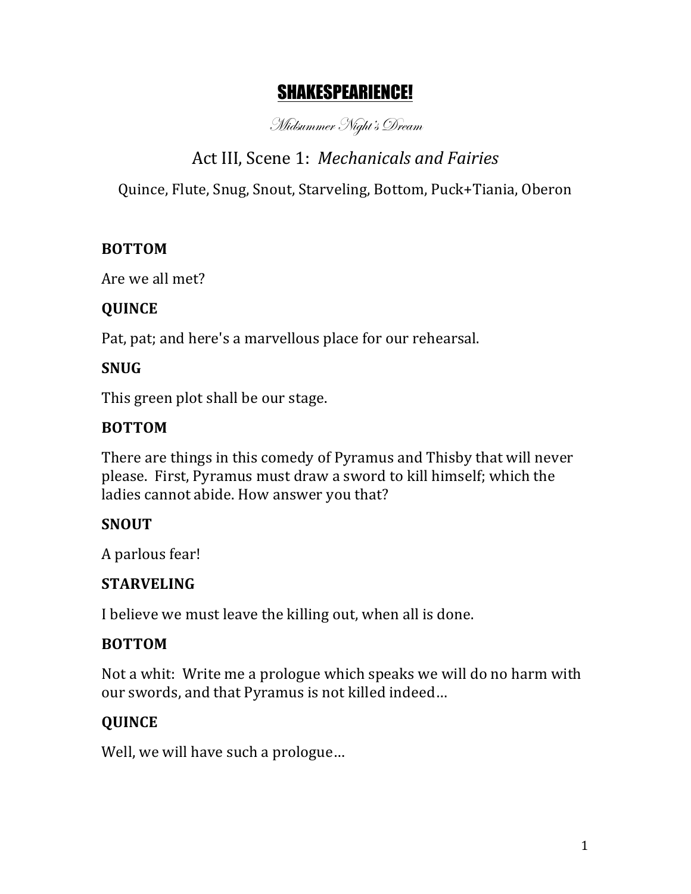# SHAKESPEARIENCE!

*Midsummer Night's Dream*

## Act III, Scene 1: *Mechanicals and Fairies*

Quince, Flute, Snug, Snout, Starveling, Bottom, Puck+Tiania, Oberon

**BOTTOM**

Are we all met?

**QUINCE**

Pat, pat; and here's a marvellous place for our rehearsal.

**SNUG**

This green plot shall be our stage.

**BOTTOM**

There are things in this comedy of Pyramus and Thisby that will never please. First, Pyramus must draw a sword to kill himself; which the ladies cannot abide. How answer you that?

**SNOUT**

A parlous fear!

**STARVELING**

I believe we must leave the killing out, when all is done.

**BOTTOM**

Not a whit: Write me a prologue which speaks we will do no harm with our swords, and that Pyramus is not killed indeed…

**QUINCE**

Well, we will have such a prologue…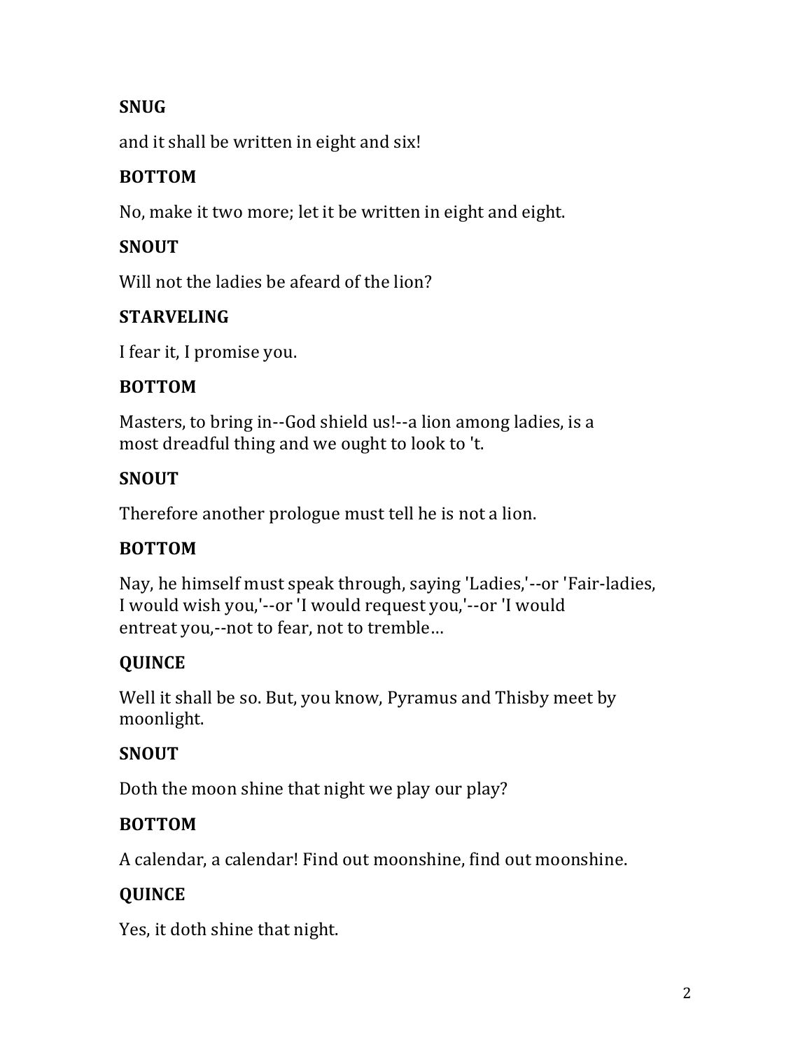**SNUG**

and it shall be written in eight and six!

**BOTTOM**

No, make it two more; let it be written in eight and eight.

**SNOUT**

Will not the ladies be afeard of the lion?

**STARVELING**

I fear it, I promise you.

**BOTTOM**

Masters, to bring in--God shield us!--a lion among ladies, is a most dreadful thing and we ought to look to 't.

**SNOUT**

Therefore another prologue must tell he is not a lion.

**BOTTOM**

Nay, he himself must speak through, saying 'Ladies,'--or 'Fair-ladies, I would wish you,'--or 'I would request you,'--or 'I would entreat you,--not to fear, not to tremble…

**QUINCE**

Well it shall be so. But, you know, Pyramus and Thisby meet by moonlight.

**SNOUT**

Doth the moon shine that night we play our play?

**BOTTOM**

A calendar, a calendar! Find out moonshine, find out moonshine.

**QUINCE**

Yes, it doth shine that night.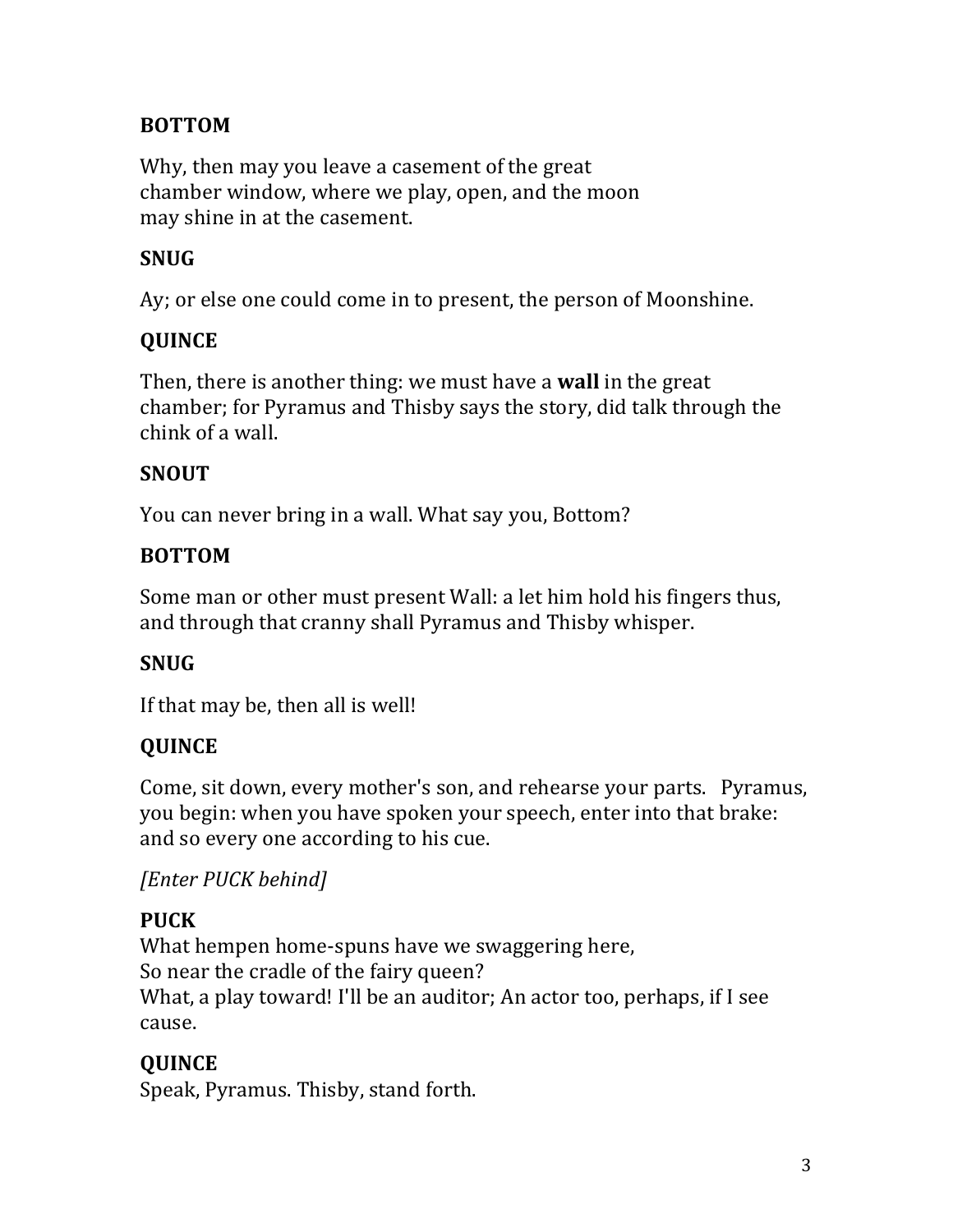**BOTTOM**

Why, then may you leave a casement of the great
chamber window, where we play, open, and the moon
may shine in at the casement.

**SNUG**

Ay; or else one could come in to present, the person of Moonshine.

**QUINCE**

Then, there is another thing: we must have a **wall** in the great chamber; for Pyramus and Thisby says the story, did talk through the chink of a wall.

**SNOUT**

You can never bring in a wall. What say you, Bottom?

**BOTTOM**

Some man or other must present Wall: a let him hold his fingers thus, and through that cranny shall Pyramus and Thisby whisper.

**SNUG**

If that may be, then all is well!

**QUINCE**

Come, sit down, every mother's son, and rehearse your parts. Pyramus, you begin: when you have spoken your speech, enter into that brake: and so every one according to his cue.

*[Enter PUCK behind]*

**PUCK**

What hempen home-spuns have we swaggering here,
So near the cradle of the fairy queen?
What, a play toward! I'll be an auditor; An actor too, perhaps, if I see cause.

**QUINCE**

Speak, Pyramus. Thisby, stand forth.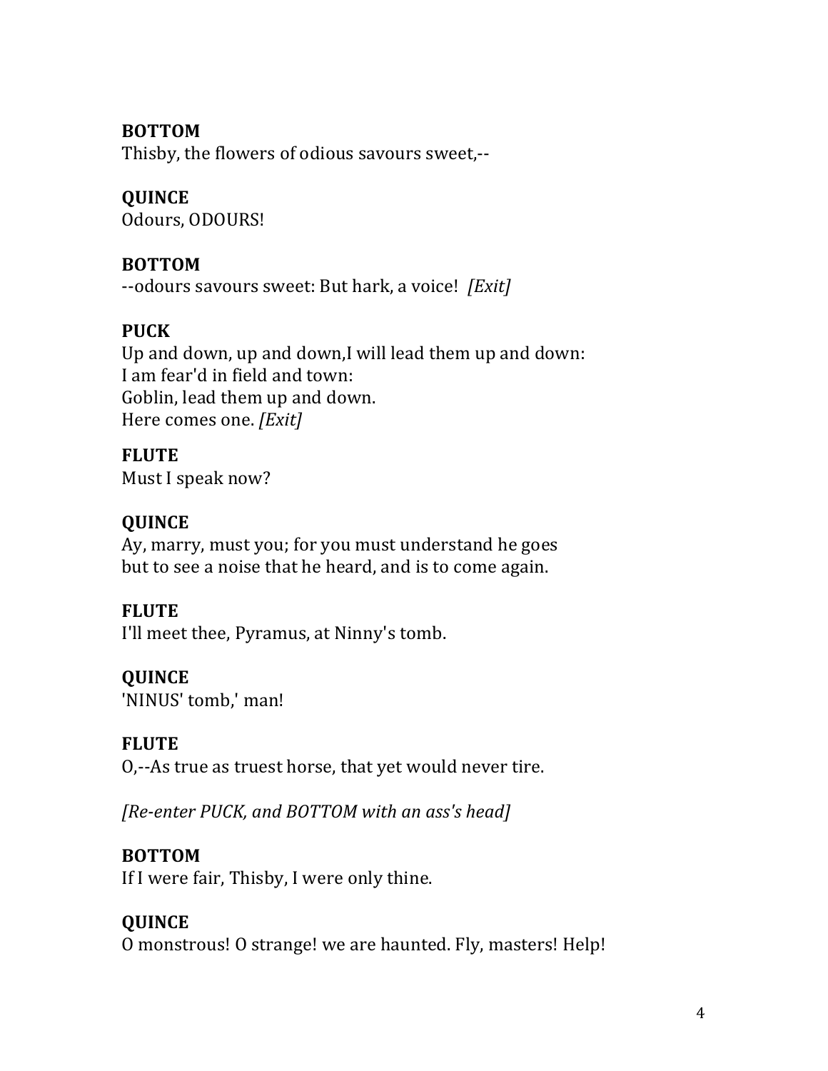**BOTTOM**
Thisby, the flowers of odious savours sweet,--

**QUINCE**
Odours, ODOURS!

**BOTTOM**
--odours savours sweet: But hark, a voice! *[Exit]*

**PUCK**
Up and down, up and down,I will lead them up and down:
I am fear'd in field and town:
Goblin, lead them up and down.
Here comes one. *[Exit]*

**FLUTE**
Must I speak now?

**QUINCE**
Ay, marry, must you; for you must understand he goes
but to see a noise that he heard, and is to come again.

**FLUTE**
I'll meet thee, Pyramus, at Ninny's tomb.

**QUINCE**
'NINUS' tomb,' man!

**FLUTE**
O,--As true as truest horse, that yet would never tire.

*[Re-enter PUCK, and BOTTOM with an ass's head]*

**BOTTOM**
If I were fair, Thisby, I were only thine.

**QUINCE**
O monstrous! O strange! we are haunted. Fly, masters! Help!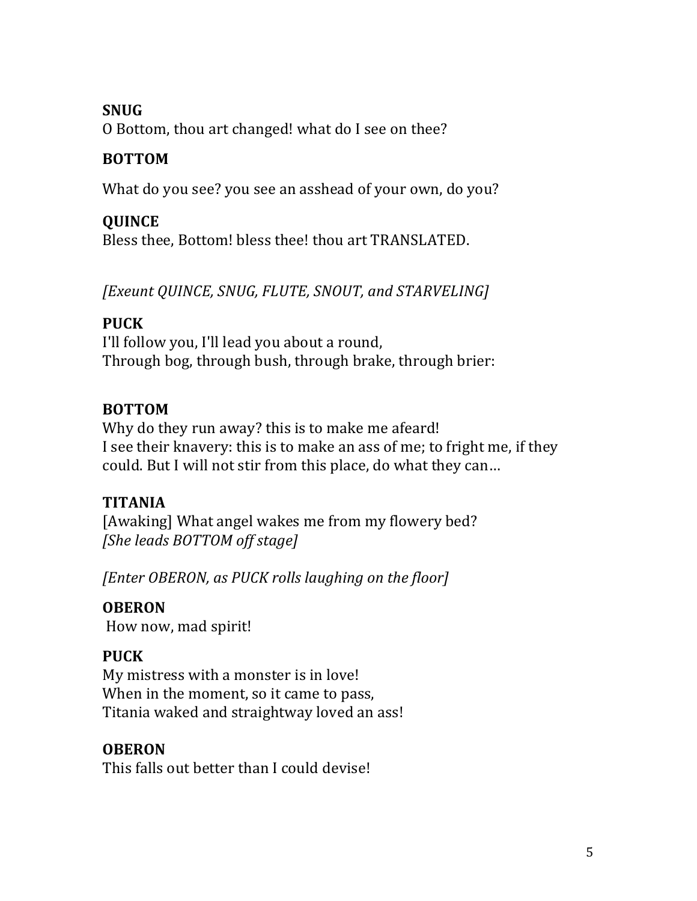**SNUG**
O Bottom, thou art changed! what do I see on thee?

**BOTTOM**

What do you see? you see an asshead of your own, do you?

**QUINCE**
Bless thee, Bottom! bless thee! thou art TRANSLATED.

*[Exeunt QUINCE, SNUG, FLUTE, SNOUT, and STARVELING]*

**PUCK**
I'll follow you, I'll lead you about a round,
Through bog, through bush, through brake, through brier:

**BOTTOM**
Why do they run away? this is to make me afeard!
I see their knavery: this is to make an ass of me; to fright me, if they could. But I will not stir from this place, do what they can…

**TITANIA**
[Awaking] What angel wakes me from my flowery bed?
*[She leads BOTTOM off stage]*

*[Enter OBERON, as PUCK rolls laughing on the floor]*

**OBERON**
How now, mad spirit!

**PUCK**
My mistress with a monster is in love!
When in the moment, so it came to pass,
Titania waked and straightway loved an ass!

**OBERON**
This falls out better than I could devise!